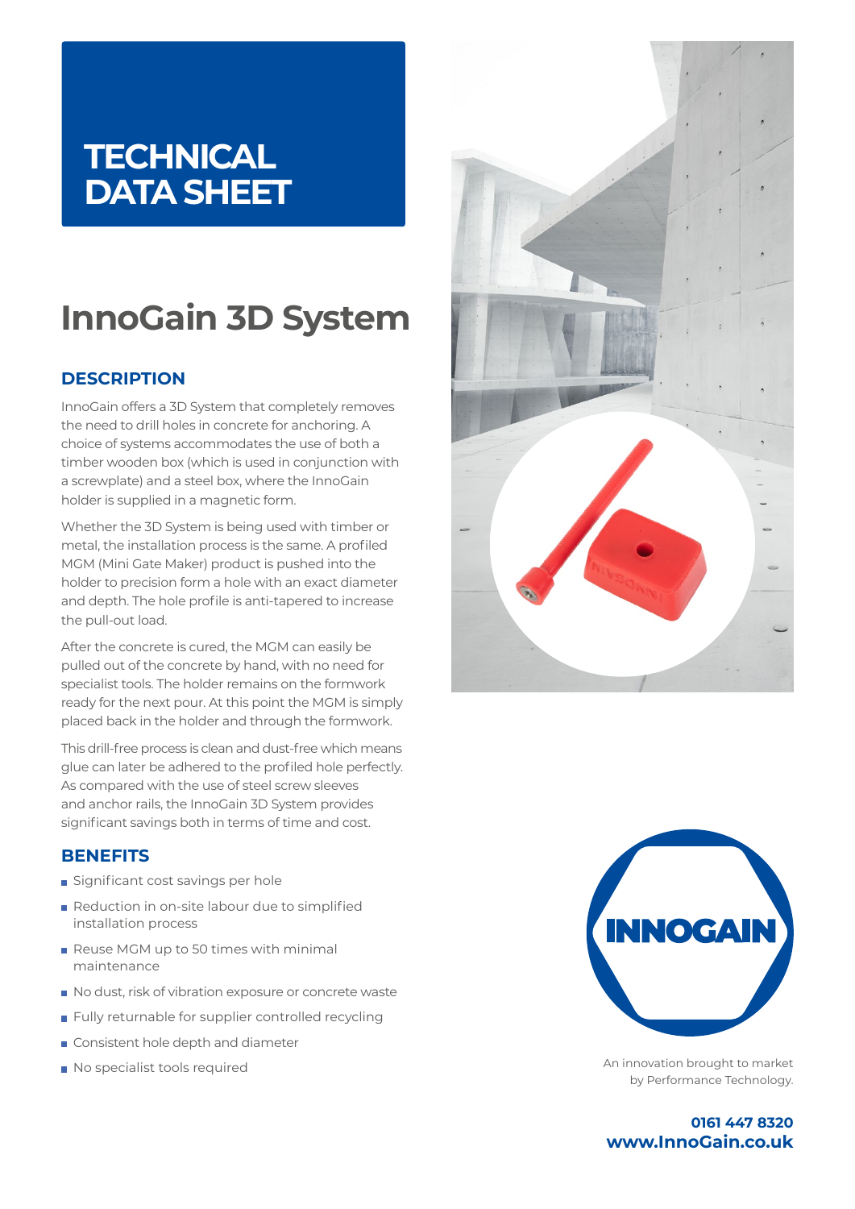# TECHNICAL DATA SHEET

# InnoGain 3D System

## DESCRIPTION

InnoGain offers a 3D System that completely removes the need to drill holes in concrete for anchoring. A choice of systems accommodates the use of both a timber wooden box (which is used in conjunction with a screwplate) and a steel box, where the InnoGain holder is supplied in a magnetic form.

Whether the 3D System is being used with timber or metal, the installation process is the same. A profiled MGM (Mini Gate Maker) product is pushed into the holder to precision form a hole with an exact diameter and depth. The hole profile is anti-tapered to increase the pull-out load.

After the concrete is cured, the MGM can easily be pulled out of the concrete by hand, with no need for specialist tools. The holder remains on the formwork ready for the next pour. At this point the MGM is simply placed back in the holder and through the formwork.

This drill-free process is clean and dust-free which means glue can later be adhered to the profiled hole perfectly. As compared with the use of steel screw sleeves and anchor rails, the InnoGain 3D System provides significant savings both in terms of time and cost.

## BENEFITS

- Significant cost savings per hole
- Reduction in on-site labour due to simplified installation process
- Reuse MGM up to 50 times with minimal maintenance
- No dust, risk of vibration exposure or concrete waste
- Fully returnable for supplier controlled recycling
- Consistent hole depth and diameter
- No specialist tools required

INNOGAIN

An innovation brought to market by Performance Technology.

**0161 447 8320**
**www.InnoGain.co.uk**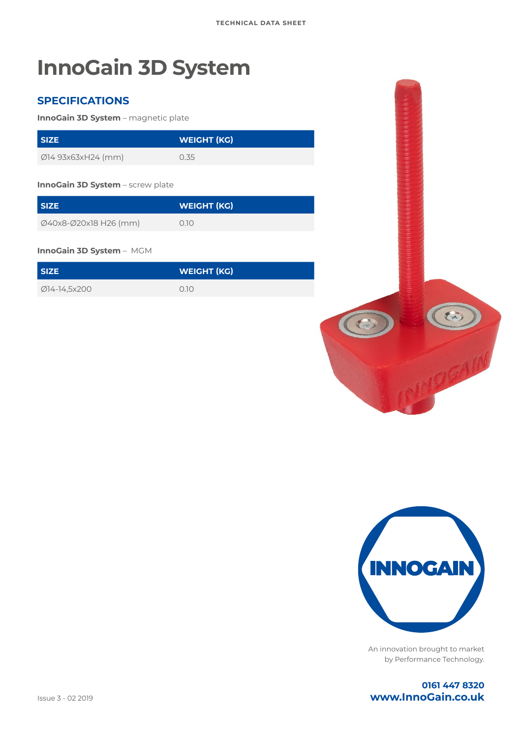TECHNICAL DATA SHEET

# InnoGain 3D System

## SPECIFICATIONS

**InnoGain 3D System** – magnetic plate

| SIZE | WEIGHT (KG) |
|---|---|
| Ø14 93x63xH24 (mm) | 0.35 |

**InnoGain 3D System** – screw plate

| SIZE | WEIGHT (KG) |
|---|---|
| Ø40x8-Ø20x18 H26 (mm) | 0.10 |

**InnoGain 3D System** – MGM

| SIZE | WEIGHT (KG) |
|---|---|
| Ø14-14,5x200 | 0.10 |

INNOGAIN

An innovation brought to market by Performance Technology.

**0161 447 8320**
**www.InnoGain.co.uk**

Issue 3 - 02 2019